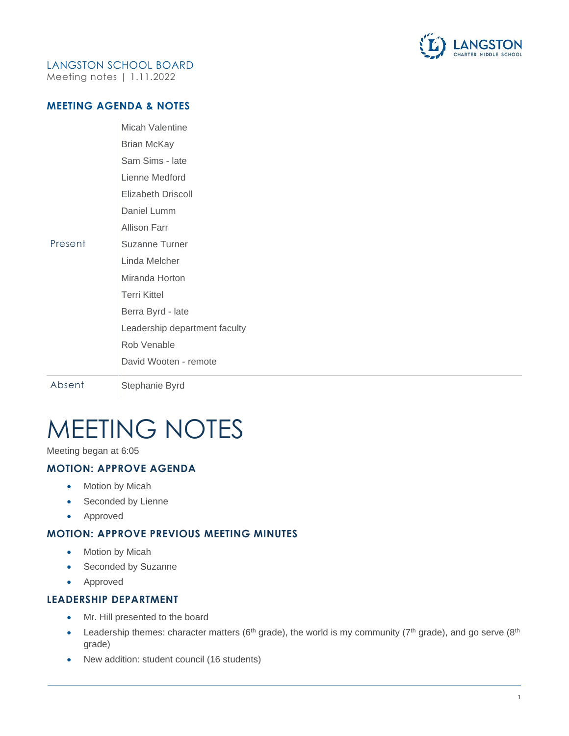LANGSTON SCHOOL BOARD
Meeting notes | 1.11.2022

## MEETING AGENDA & NOTES

| | |
|---|---|
| Present | Micah Valentine<br>Brian McKay<br>Sam Sims - late<br>Lienne Medford<br>Elizabeth Driscoll<br>Daniel Lumm<br>Allison Farr<br>Suzanne Turner<br>Linda Melcher<br>Miranda Horton<br>Terri Kittel<br>Berra Byrd - late<br>Leadership department faculty<br>Rob Venable<br>David Wooten - remote |
| Absent | Stephanie Byrd |

# MEETING NOTES

Meeting began at 6:05

### MOTION: APPROVE AGENDA

- Motion by Micah
- Seconded by Lienne
- Approved

### MOTION: APPROVE PREVIOUS MEETING MINUTES

- Motion by Micah
- Seconded by Suzanne
- Approved

### LEADERSHIP DEPARTMENT

- Mr. Hill presented to the board
- Leadership themes: character matters (6th grade), the world is my community (7th grade), and go serve (8th grade)
- New addition: student council (16 students)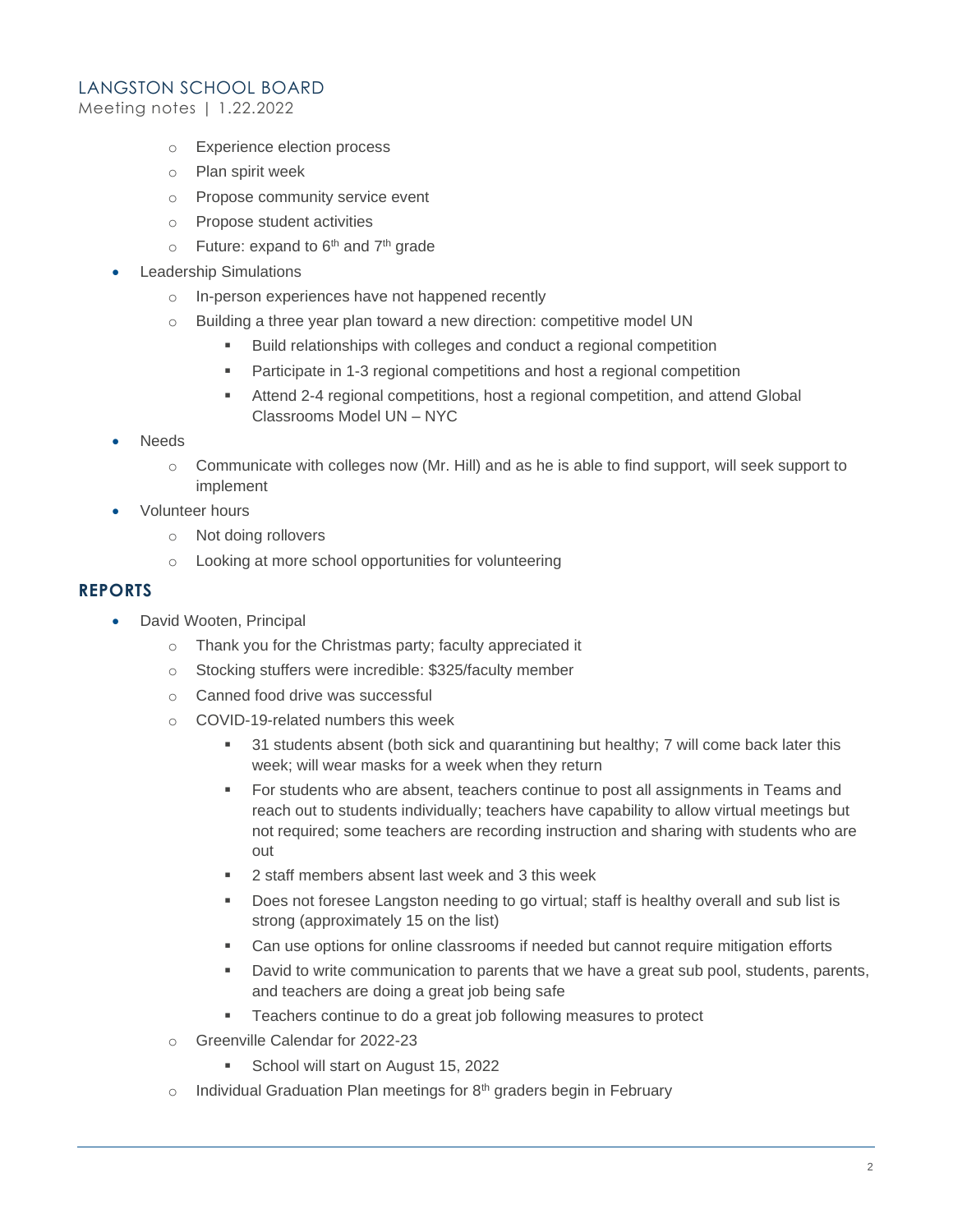- Experience election process
  - Plan spirit week
  - Propose community service event
  - Propose student activities
  - Future: expand to 6th and 7th grade
- Leadership Simulations
  - In-person experiences have not happened recently
  - Building a three year plan toward a new direction: competitive model UN
    - Build relationships with colleges and conduct a regional competition
    - Participate in 1-3 regional competitions and host a regional competition
    - Attend 2-4 regional competitions, host a regional competition, and attend Global Classrooms Model UN – NYC
- Needs
  - Communicate with colleges now (Mr. Hill) and as he is able to find support, will seek support to implement
- Volunteer hours
  - Not doing rollovers
  - Looking at more school opportunities for volunteering

## REPORTS

- David Wooten, Principal
  - Thank you for the Christmas party; faculty appreciated it
  - Stocking stuffers were incredible: $325/faculty member
  - Canned food drive was successful
  - COVID-19-related numbers this week
    - 31 students absent (both sick and quarantining but healthy; 7 will come back later this week; will wear masks for a week when they return
    - For students who are absent, teachers continue to post all assignments in Teams and reach out to students individually; teachers have capability to allow virtual meetings but not required; some teachers are recording instruction and sharing with students who are out
    - 2 staff members absent last week and 3 this week
    - Does not foresee Langston needing to go virtual; staff is healthy overall and sub list is strong (approximately 15 on the list)
    - Can use options for online classrooms if needed but cannot require mitigation efforts
    - David to write communication to parents that we have a great sub pool, students, parents, and teachers are doing a great job being safe
    - Teachers continue to do a great job following measures to protect
  - Greenville Calendar for 2022-23
    - School will start on August 15, 2022
  - Individual Graduation Plan meetings for 8th graders begin in February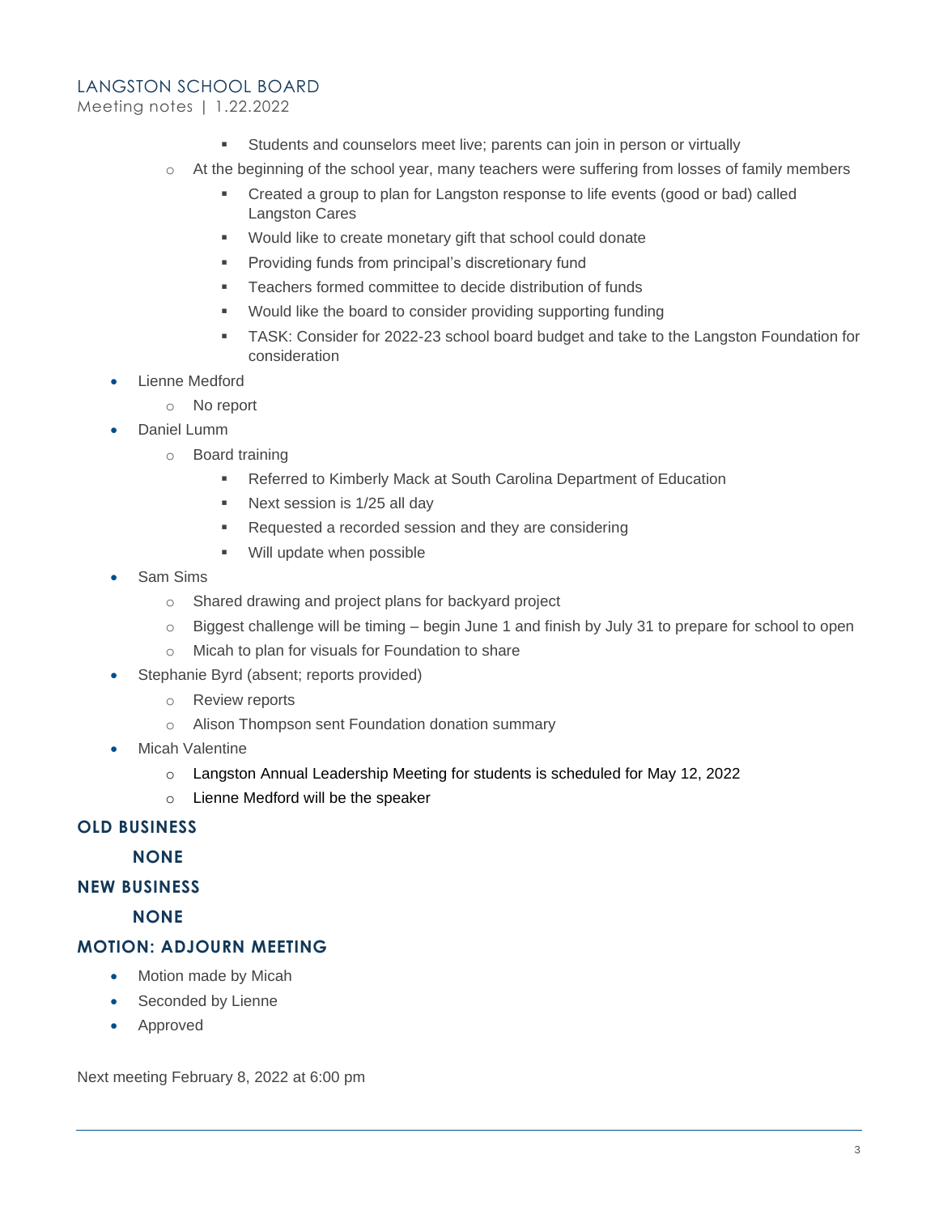- Students and counselors meet live; parents can join in person or virtually
    - At the beginning of the school year, many teachers were suffering from losses of family members
        - Created a group to plan for Langston response to life events (good or bad) called Langston Cares
        - Would like to create monetary gift that school could donate
        - Providing funds from principal's discretionary fund
        - Teachers formed committee to decide distribution of funds
        - Would like the board to consider providing supporting funding
        - TASK: Consider for 2022-23 school board budget and take to the Langston Foundation for consideration
- Lienne Medford
    - No report
- Daniel Lumm
    - Board training
        - Referred to Kimberly Mack at South Carolina Department of Education
        - Next session is 1/25 all day
        - Requested a recorded session and they are considering
        - Will update when possible
- Sam Sims
    - Shared drawing and project plans for backyard project
    - Biggest challenge will be timing – begin June 1 and finish by July 31 to prepare for school to open
    - Micah to plan for visuals for Foundation to share
- Stephanie Byrd (absent; reports provided)
    - Review reports
    - Alison Thompson sent Foundation donation summary
- Micah Valentine
    - Langston Annual Leadership Meeting for students is scheduled for May 12, 2022
    - Lienne Medford will be the speaker

## OLD BUSINESS

**NONE**

## NEW BUSINESS

**NONE**

## MOTION: ADJOURN MEETING

- Motion made by Micah
- Seconded by Lienne
- Approved

Next meeting February 8, 2022 at 6:00 pm